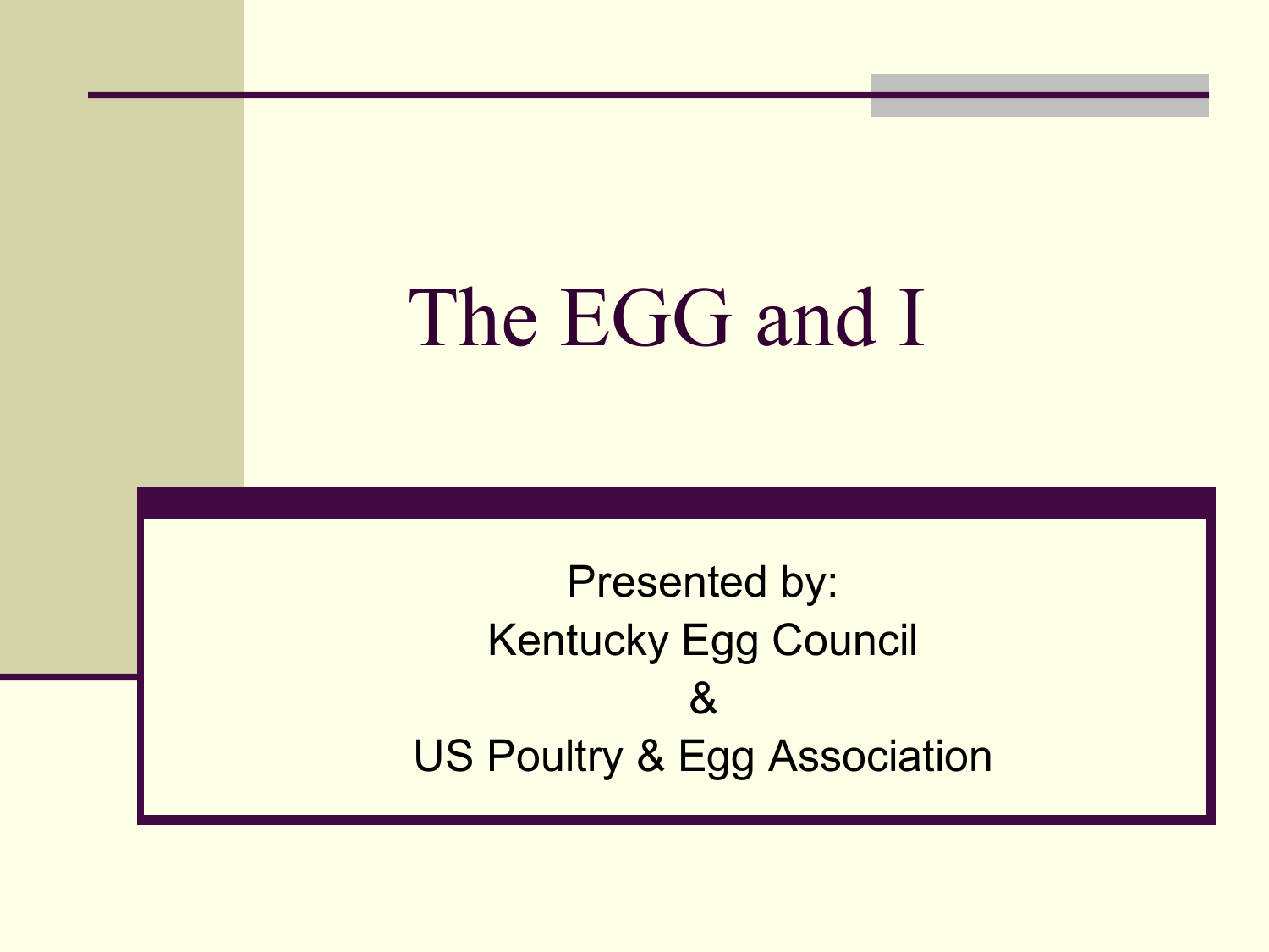# The EGG and I

Presented by:
Kentucky Egg Council
&
US Poultry & Egg Association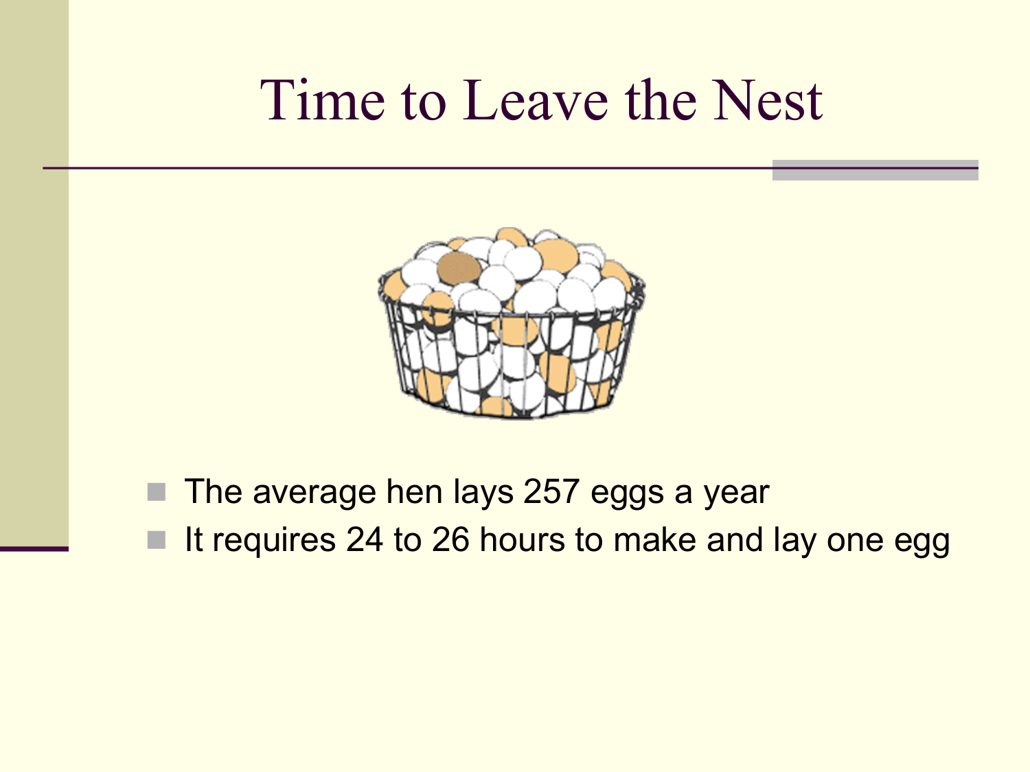# Time to Leave the Nest

- The average hen lays 257 eggs a year
- It requires 24 to 26 hours to make and lay one egg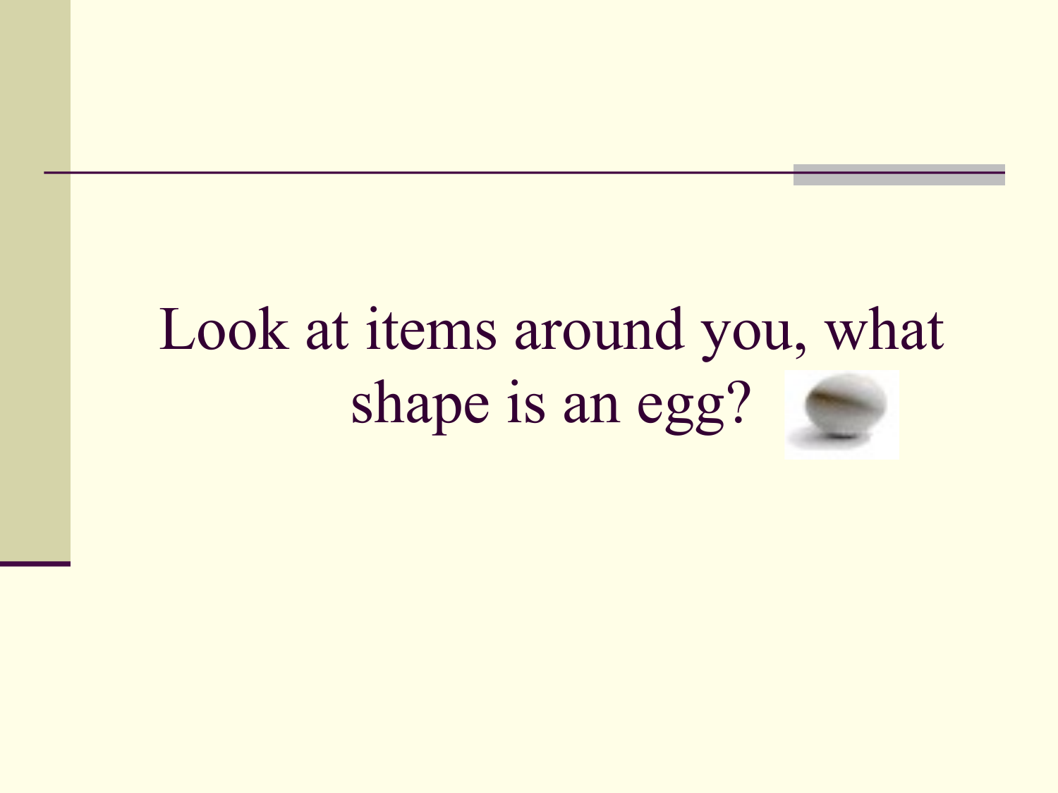Look at items around you, what shape is an egg?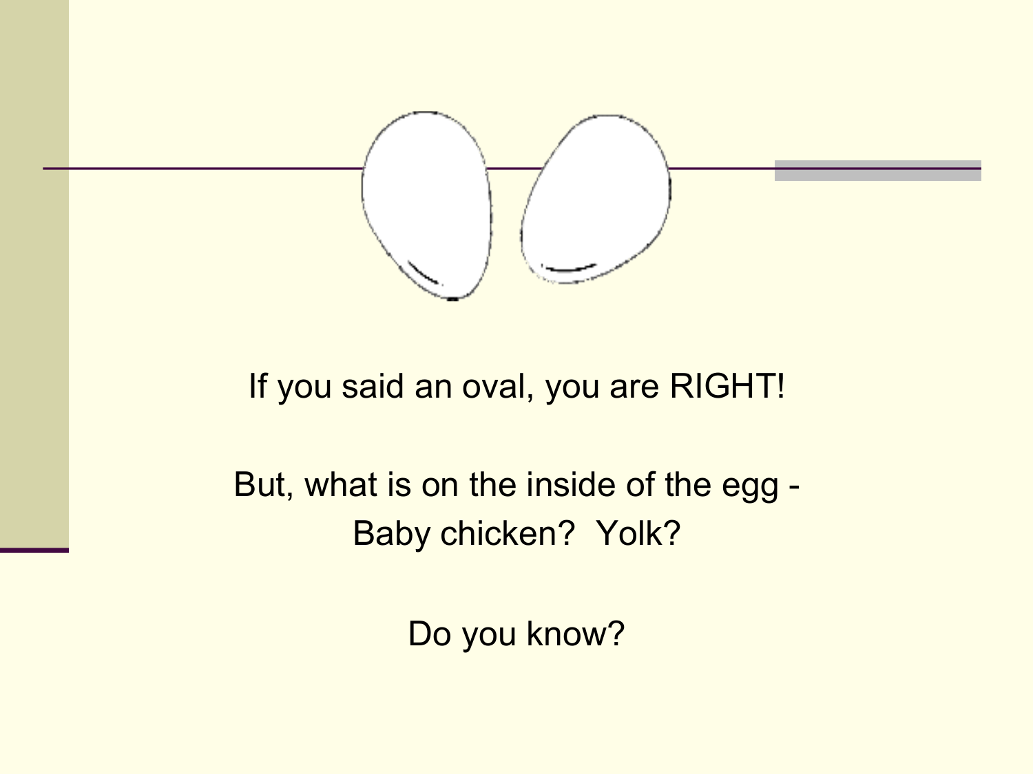If you said an oval, you are RIGHT!

But, what is on the inside of the egg - Baby chicken? Yolk?

Do you know?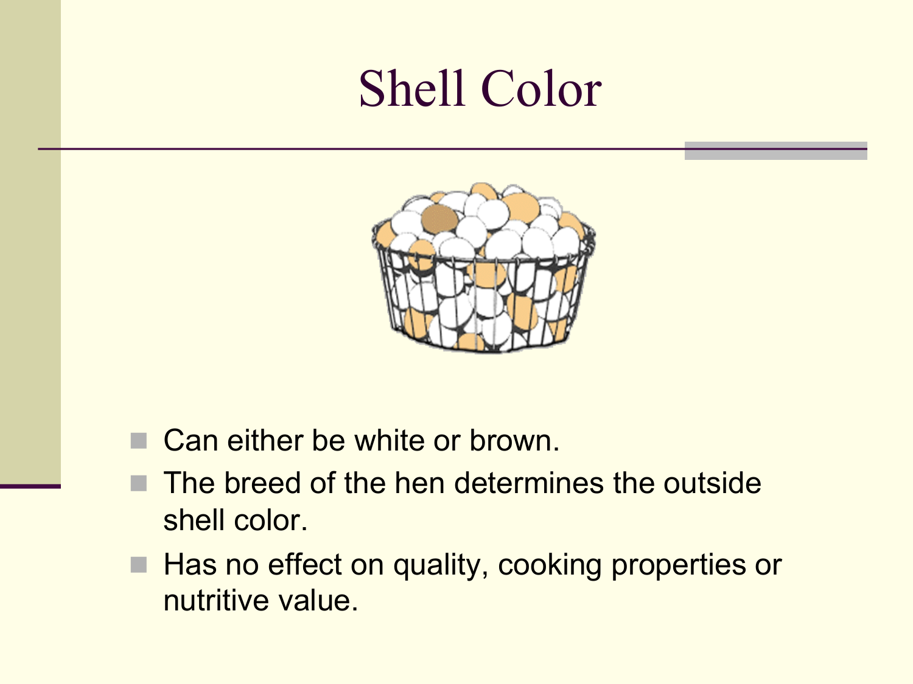# Shell Color

- Can either be white or brown.
- The breed of the hen determines the outside shell color.
- Has no effect on quality, cooking properties or nutritive value.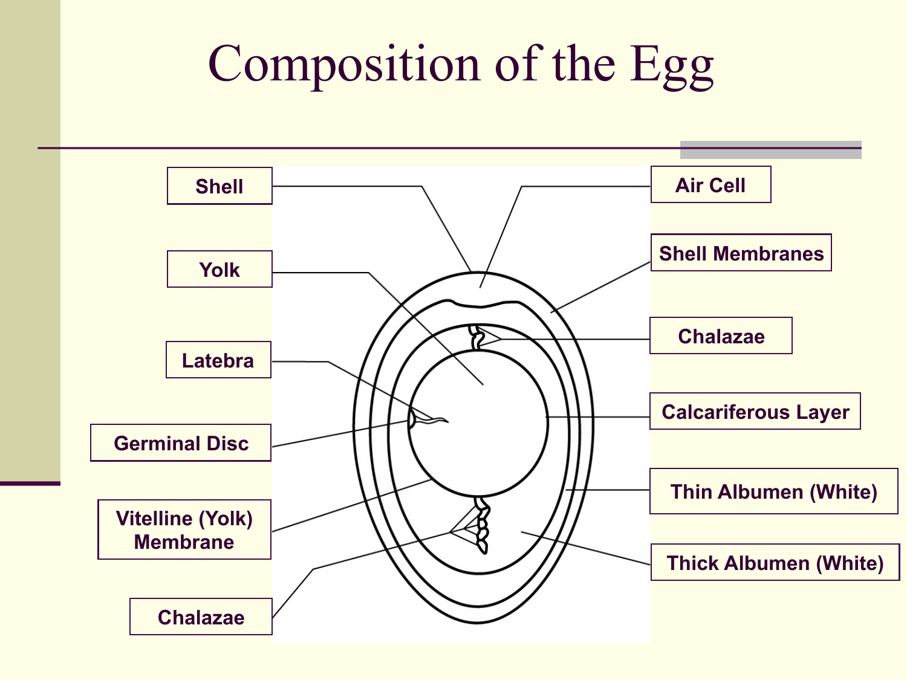# Composition of the Egg

- Shell
- Yolk
- Latebra
- Germinal Disc
- Vitelline (Yolk) Membrane
- Chalazae
- Air Cell
- Shell Membranes
- Chalazae
- Calcariferous Layer
- Thin Albumen (White)
- Thick Albumen (White)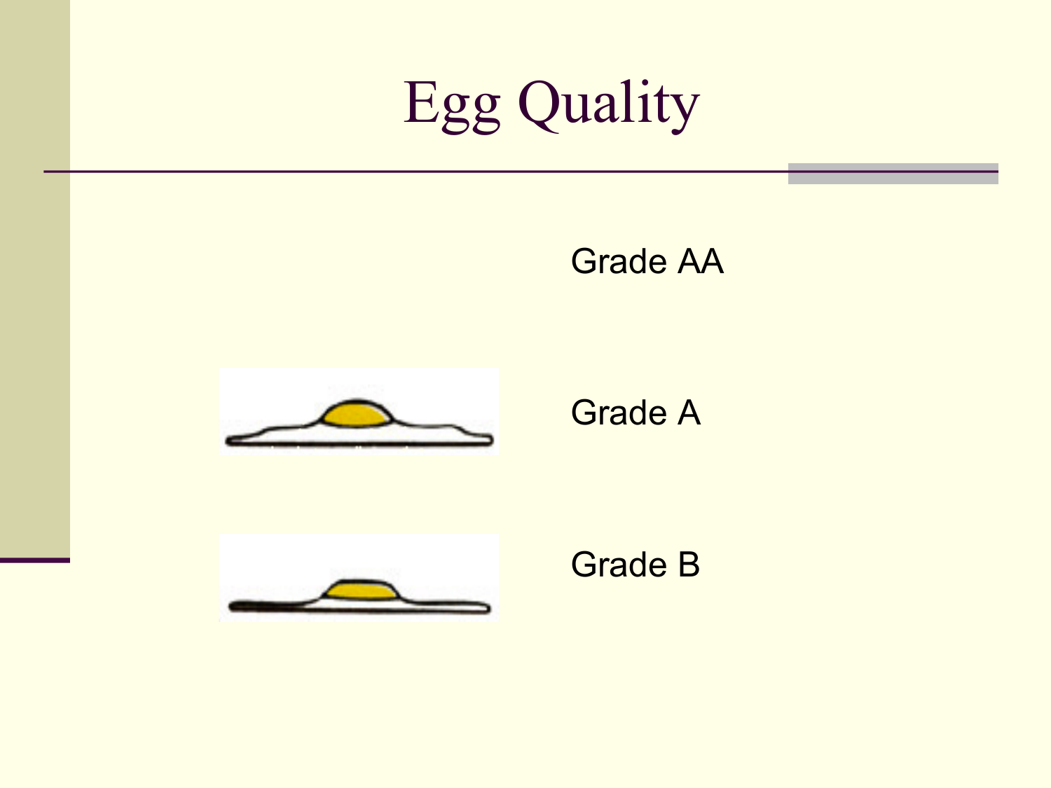# Egg Quality

Grade AA

Grade A

Grade B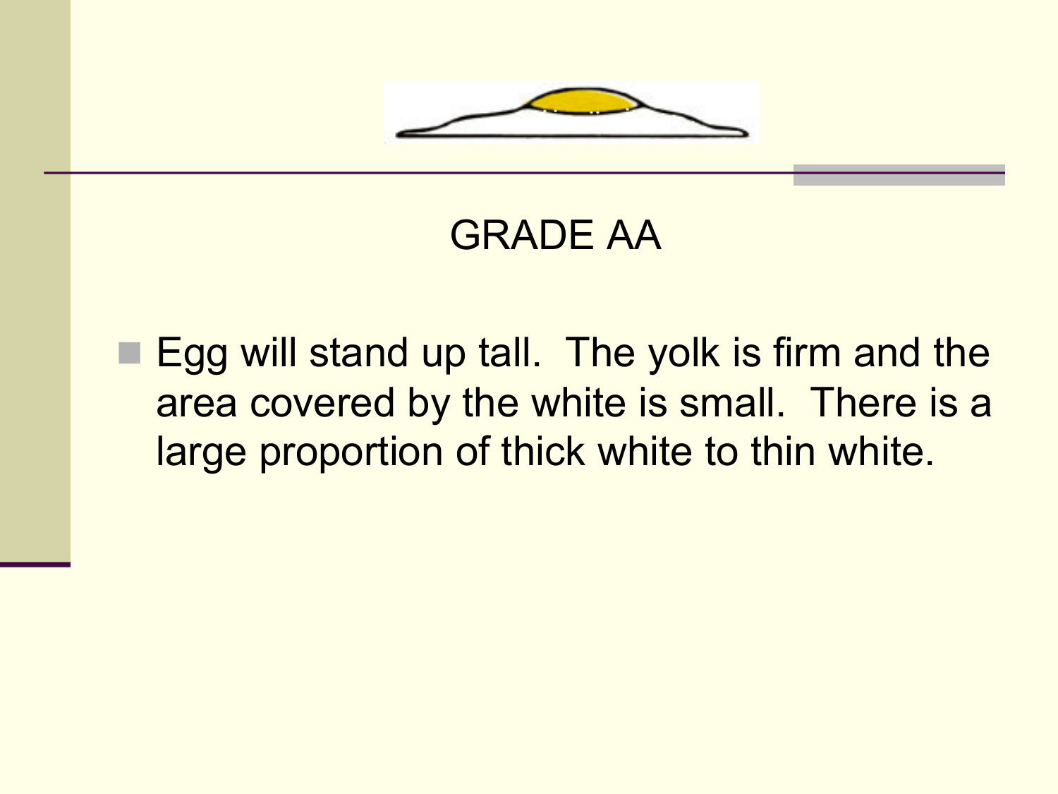## GRADE AA

- Egg will stand up tall. The yolk is firm and the area covered by the white is small. There is a large proportion of thick white to thin white.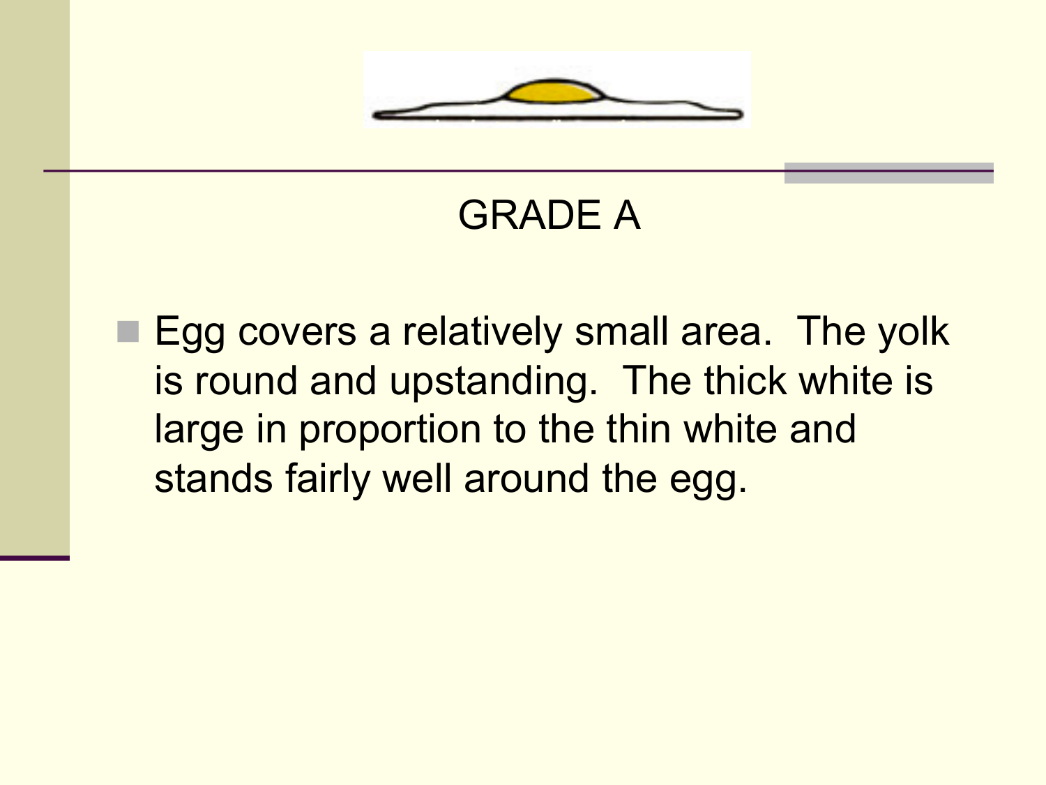# GRADE A

- Egg covers a relatively small area. The yolk is round and upstanding. The thick white is large in proportion to the thin white and stands fairly well around the egg.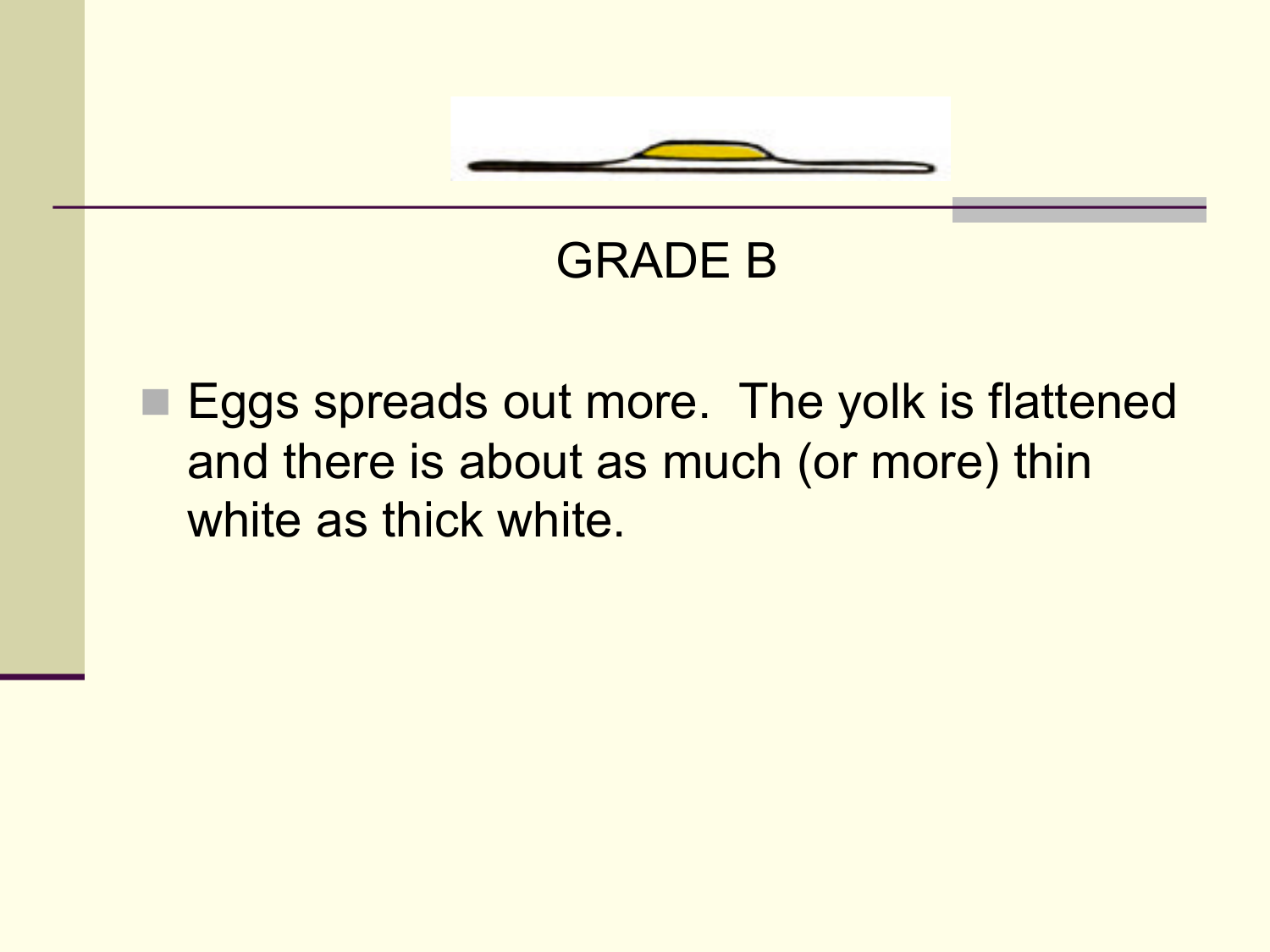## GRADE B

- Eggs spreads out more. The yolk is flattened and there is about as much (or more) thin white as thick white.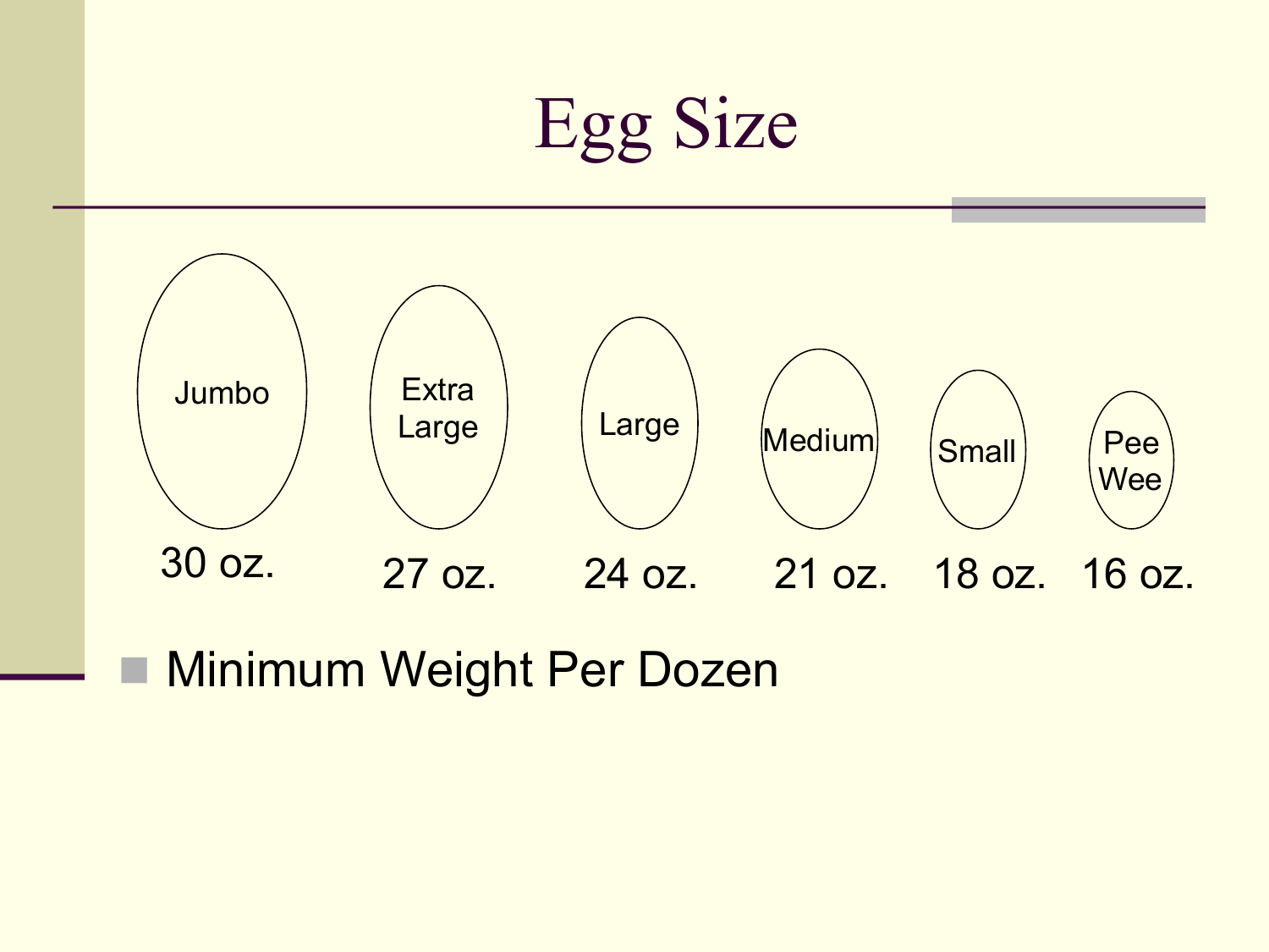# Egg Size

| Jumbo | Extra Large | Large | Medium | Small | Pee Wee |
|---|---|---|---|---|---|
| 30 oz. | 27 oz. | 24 oz. | 21 oz. | 18 oz. | 16 oz. |

- Minimum Weight Per Dozen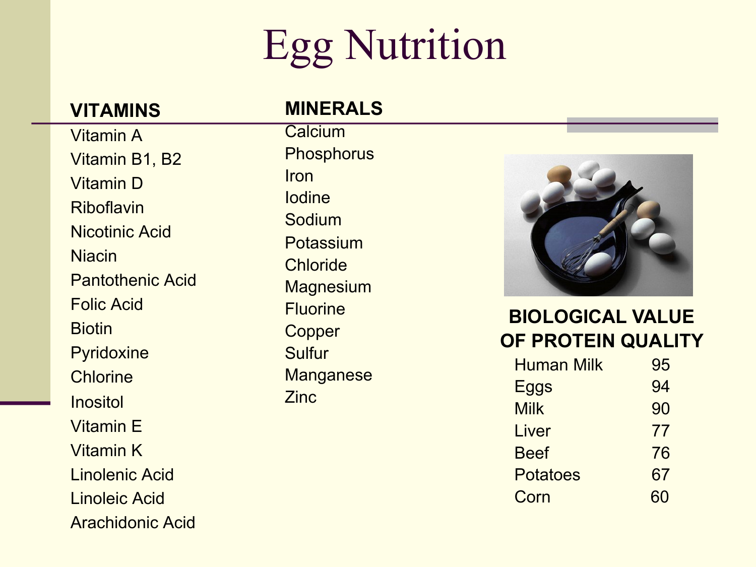# Egg Nutrition

**VITAMINS**

- Vitamin A
- Vitamin B1, B2
- Vitamin D
- Riboflavin
- Nicotinic Acid
- Niacin
- Pantothenic Acid
- Folic Acid
- Biotin
- Pyridoxine
- Chlorine
- Inositol
- Vitamin E
- Vitamin K
- Linolenic Acid
- Linoleic Acid
- Arachidonic Acid

**MINERALS**

- Calcium
- Phosphorus
- Iron
- Iodine
- Sodium
- Potassium
- Chloride
- Magnesium
- Fluorine
- Copper
- Sulfur
- Manganese
- Zinc

**BIOLOGICAL VALUE OF PROTEIN QUALITY**

| Food | Value |
|---|---|
| Human Milk | 95 |
| Eggs | 94 |
| Milk | 90 |
| Liver | 77 |
| Beef | 76 |
| Potatoes | 67 |
| Corn | 60 |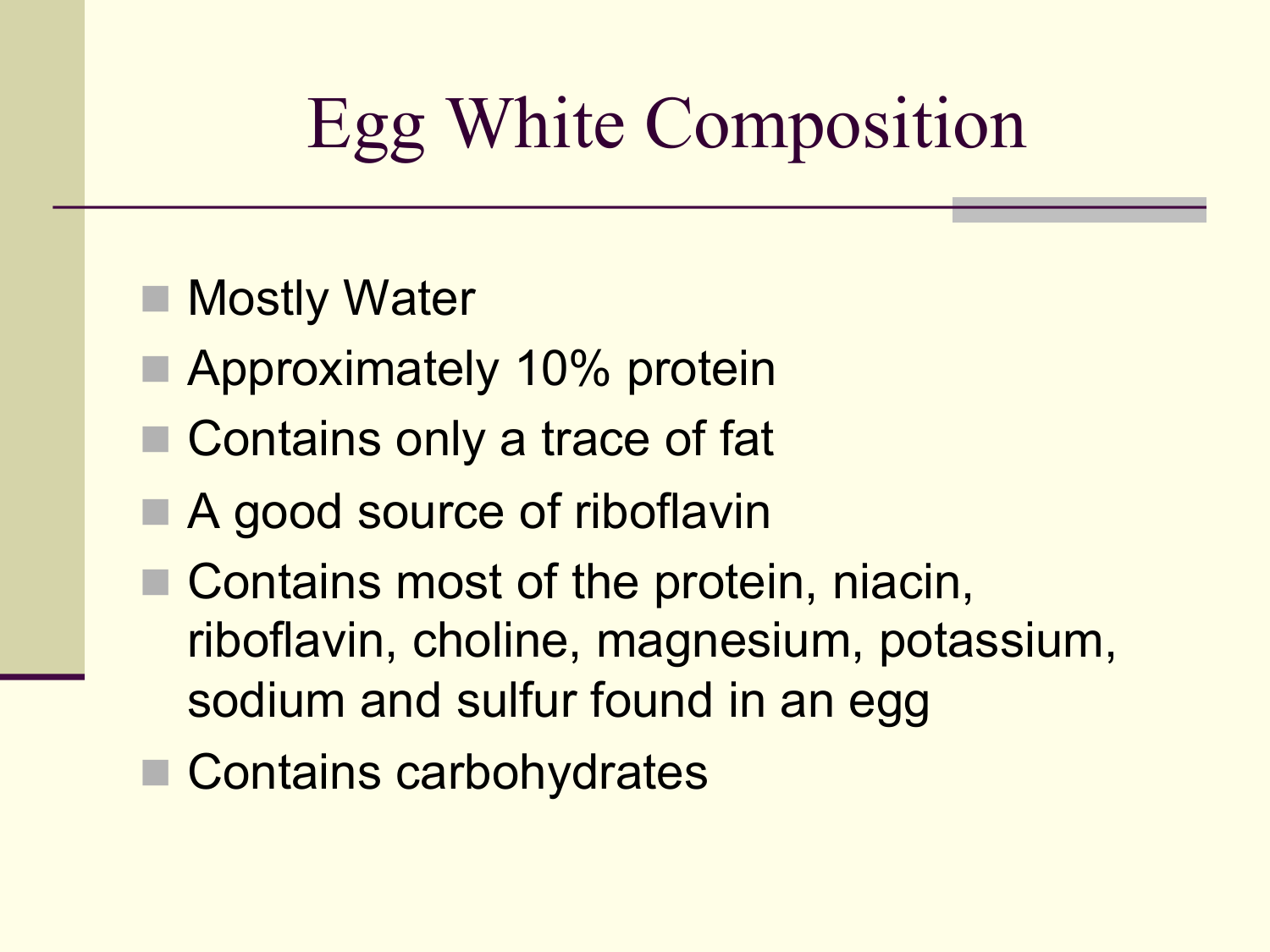# Egg White Composition

- Mostly Water
- Approximately 10% protein
- Contains only a trace of fat
- A good source of riboflavin
- Contains most of the protein, niacin, riboflavin, choline, magnesium, potassium, sodium and sulfur found in an egg
- Contains carbohydrates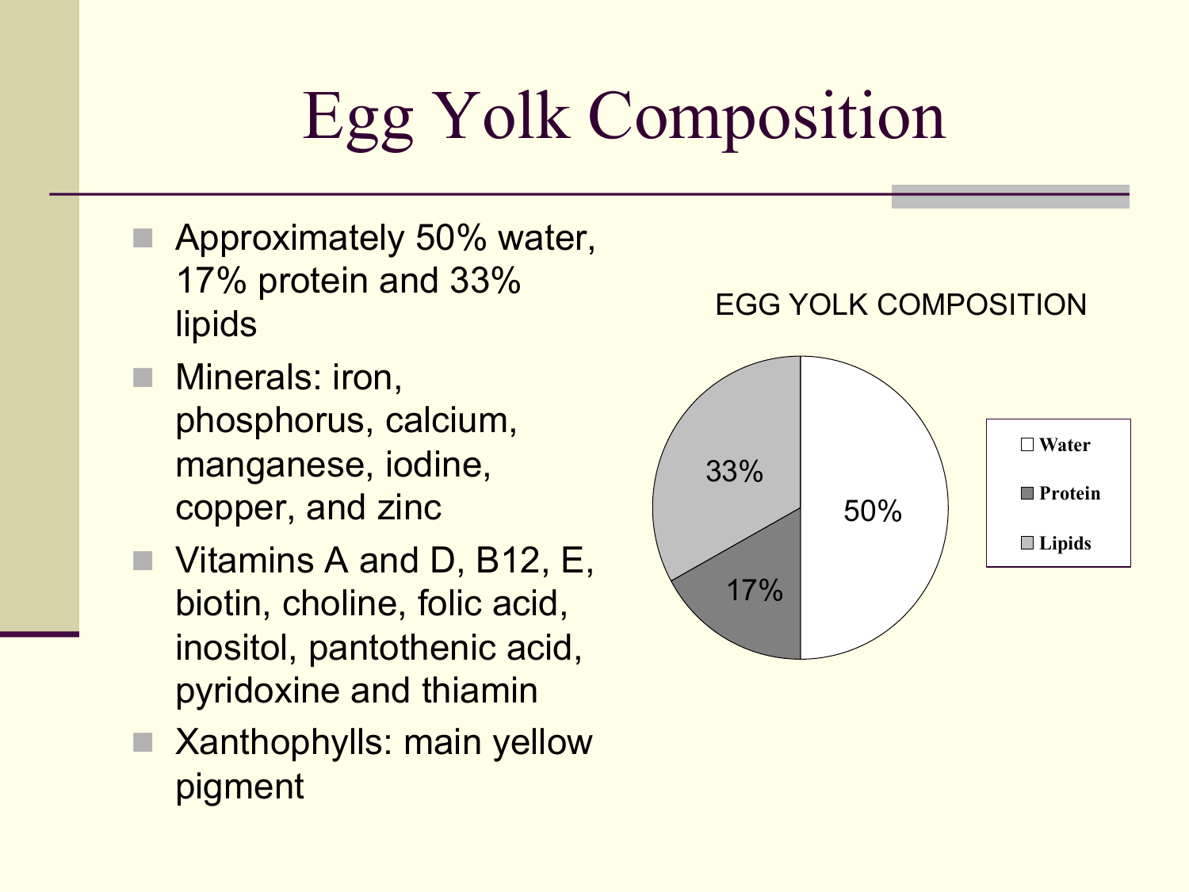# Egg Yolk Composition

- Approximately 50% water, 17% protein and 33% lipids
- Minerals: iron, phosphorus, calcium, manganese, iodine, copper, and zinc
- Vitamins A and D, B12, E, biotin, choline, folic acid, inositol, pantothenic acid, pyridoxine and thiamin
- Xanthophylls: main yellow pigment

EGG YOLK COMPOSITION

| Component | Percentage |
|---|---|
| Water | 50% |
| Protein | 17% |
| Lipids | 33% |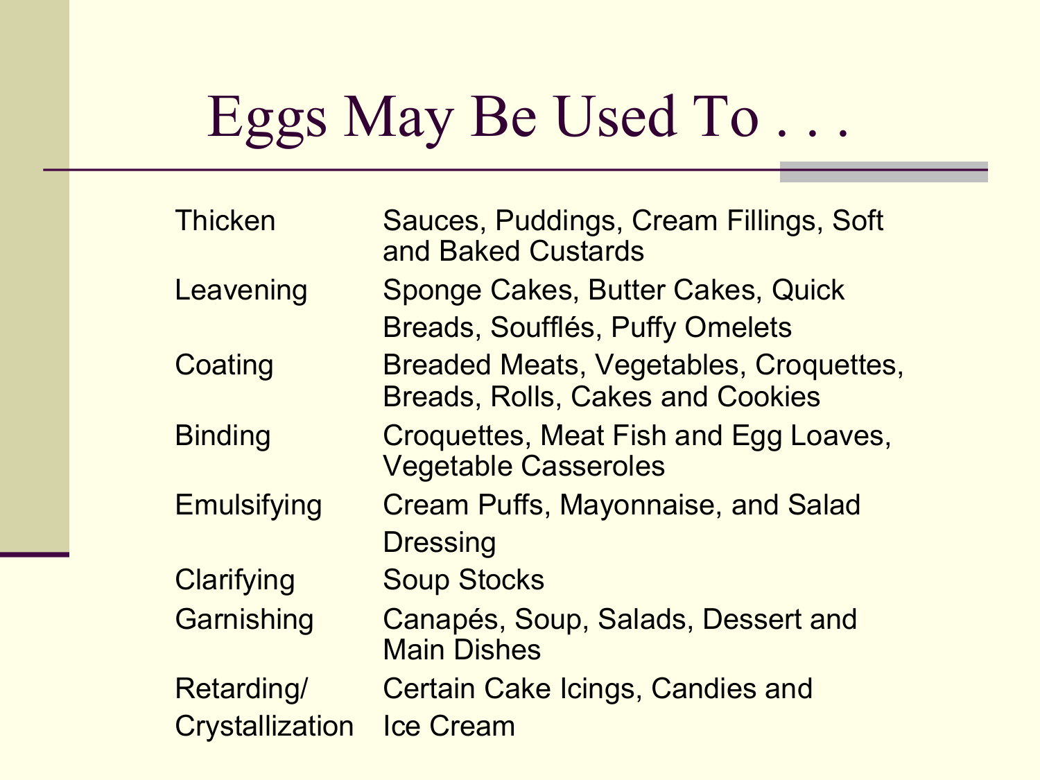# Eggs May Be Used To . . .

| | |
|---|---|
| Thicken | Sauces, Puddings, Cream Fillings, Soft and Baked Custards |
| Leavening | Sponge Cakes, Butter Cakes, Quick Breads, Soufflés, Puffy Omelets |
| Coating | Breaded Meats, Vegetables, Croquettes, Breads, Rolls, Cakes and Cookies |
| Binding | Croquettes, Meat Fish and Egg Loaves, Vegetable Casseroles |
| Emulsifying | Cream Puffs, Mayonnaise, and Salad Dressing |
| Clarifying | Soup Stocks |
| Garnishing | Canapés, Soup, Salads, Dessert and Main Dishes |
| Retarding/ Crystallization | Certain Cake Icings, Candies and Ice Cream |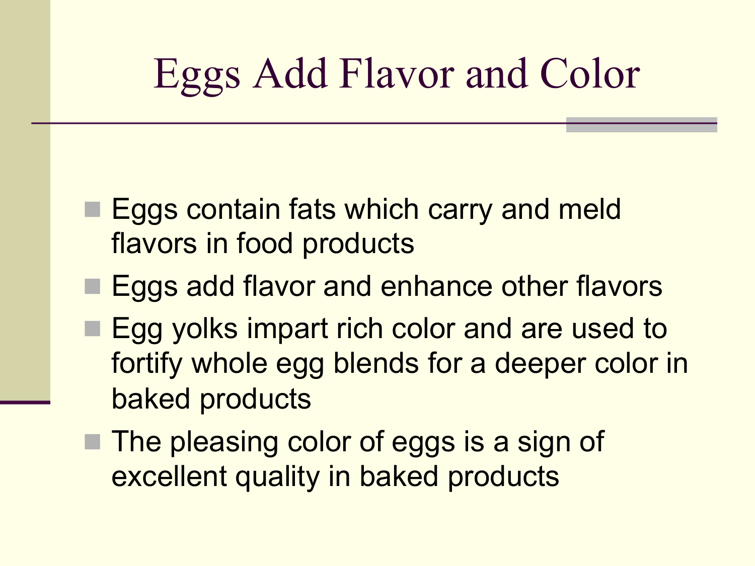# Eggs Add Flavor and Color

- Eggs contain fats which carry and meld flavors in food products
- Eggs add flavor and enhance other flavors
- Egg yolks impart rich color and are used to fortify whole egg blends for a deeper color in baked products
- The pleasing color of eggs is a sign of excellent quality in baked products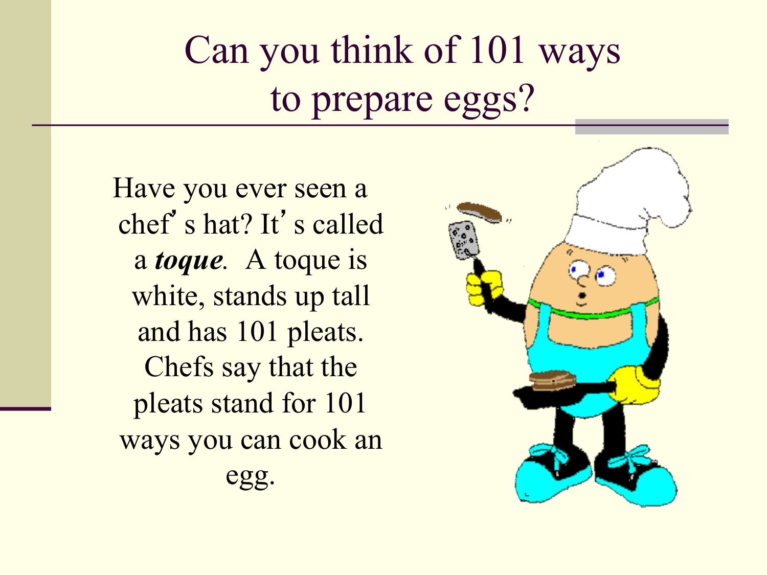# Can you think of 101 ways to prepare eggs?

Have you ever seen a chef's hat? It's called a ***toque***. A toque is white, stands up tall and has 101 pleats. Chefs say that the pleats stand for 101 ways you can cook an egg.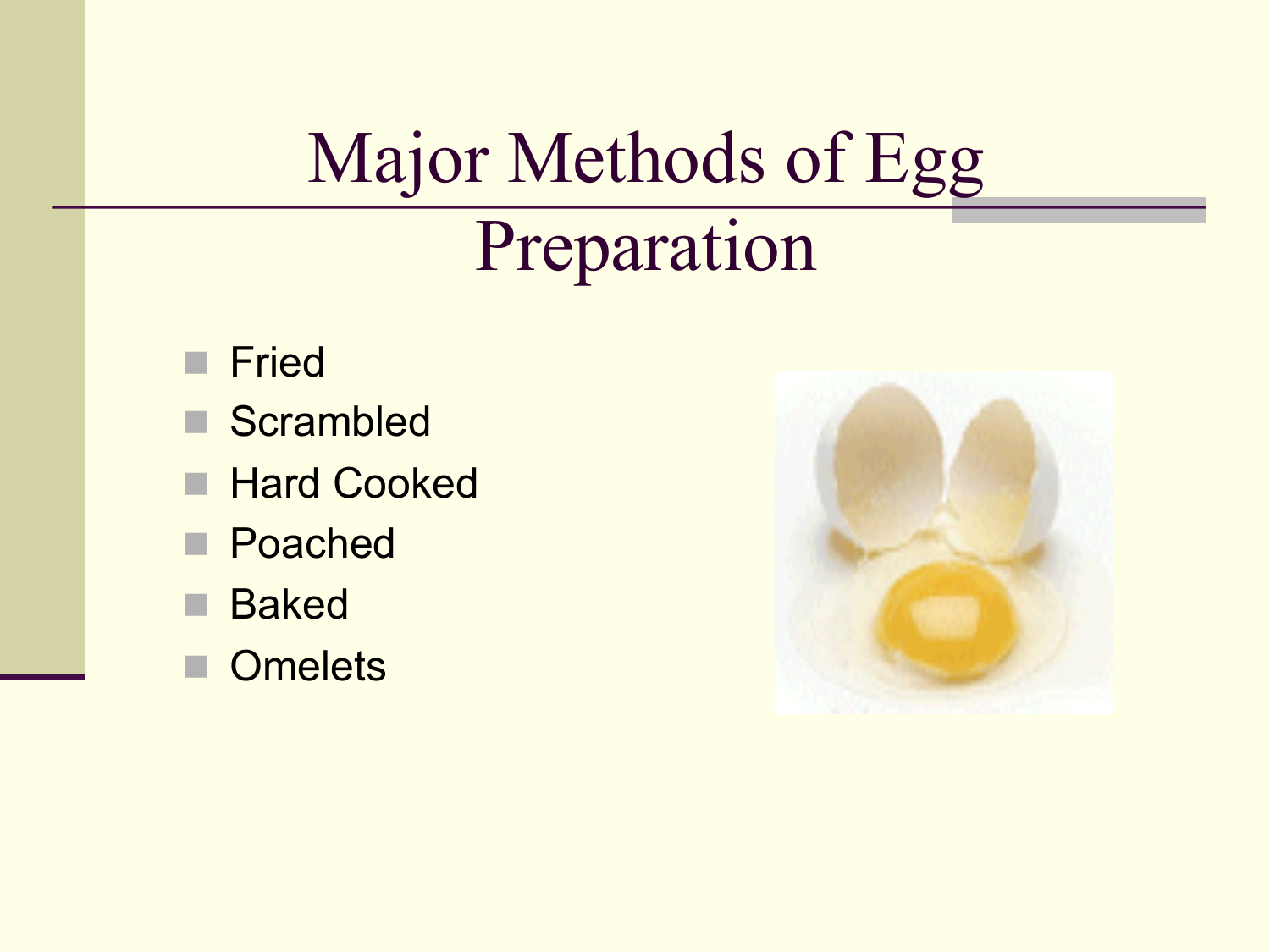# Major Methods of Egg Preparation

- Fried
- Scrambled
- Hard Cooked
- Poached
- Baked
- Omelets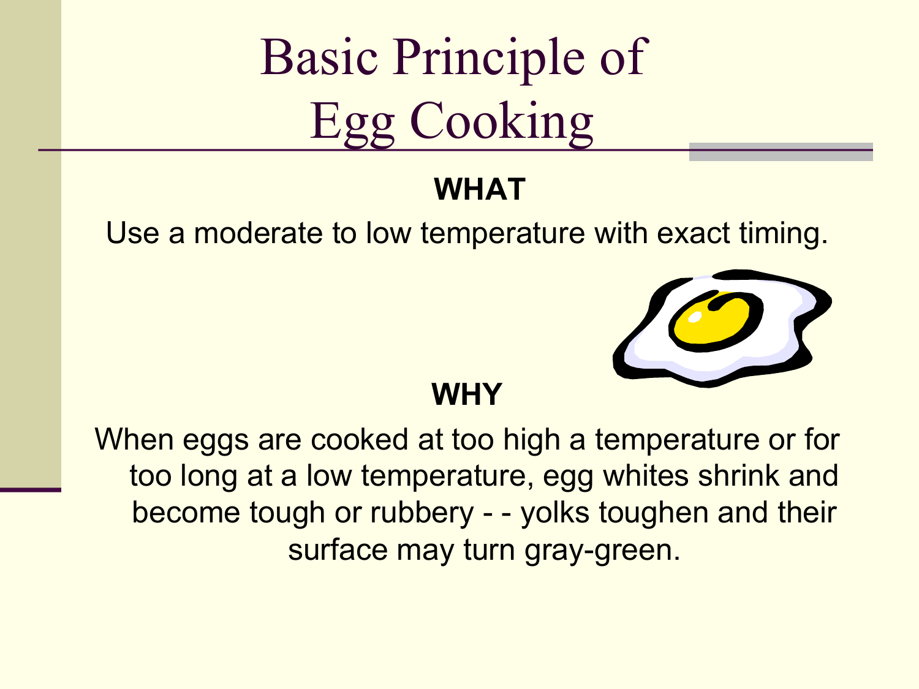# Basic Principle of Egg Cooking

**WHAT**

Use a moderate to low temperature with exact timing.

**WHY**

When eggs are cooked at too high a temperature or for too long at a low temperature, egg whites shrink and become tough or rubbery - - yolks toughen and their surface may turn gray-green.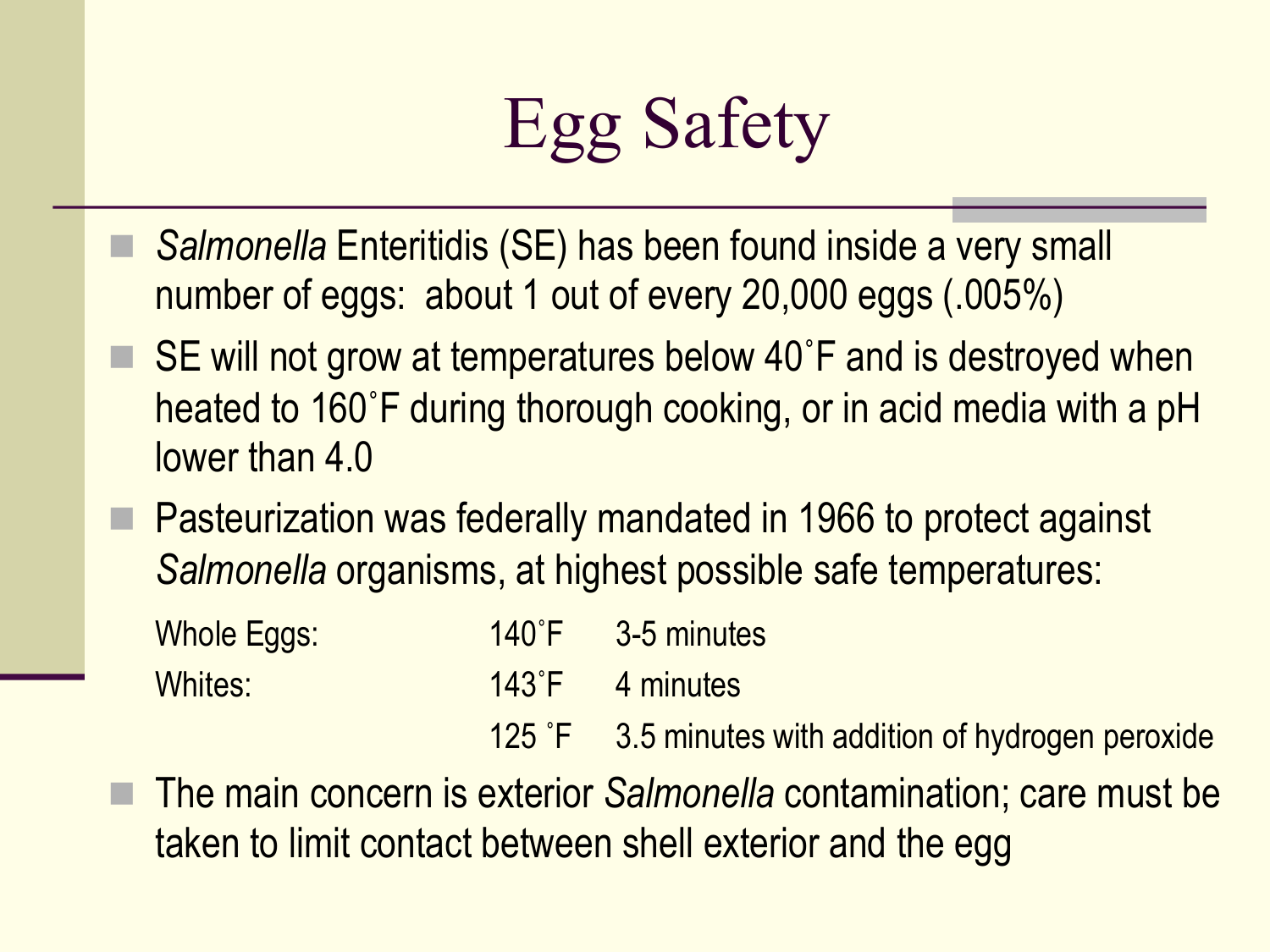# Egg Safety

- *Salmonella* Enteritidis (SE) has been found inside a very small number of eggs: about 1 out of every 20,000 eggs (.005%)
- SE will not grow at temperatures below 40˚F and is destroyed when heated to 160˚F during thorough cooking, or in acid media with a pH lower than 4.0
- Pasteurization was federally mandated in 1966 to protect against *Salmonella* organisms, at highest possible safe temperatures:

| | | |
|---|---|---|
| Whole Eggs: | 140˚F | 3-5 minutes |
| Whites: | 143˚F | 4 minutes |
| | 125 ˚F | 3.5 minutes with addition of hydrogen peroxide |

- The main concern is exterior *Salmonella* contamination; care must be taken to limit contact between shell exterior and the egg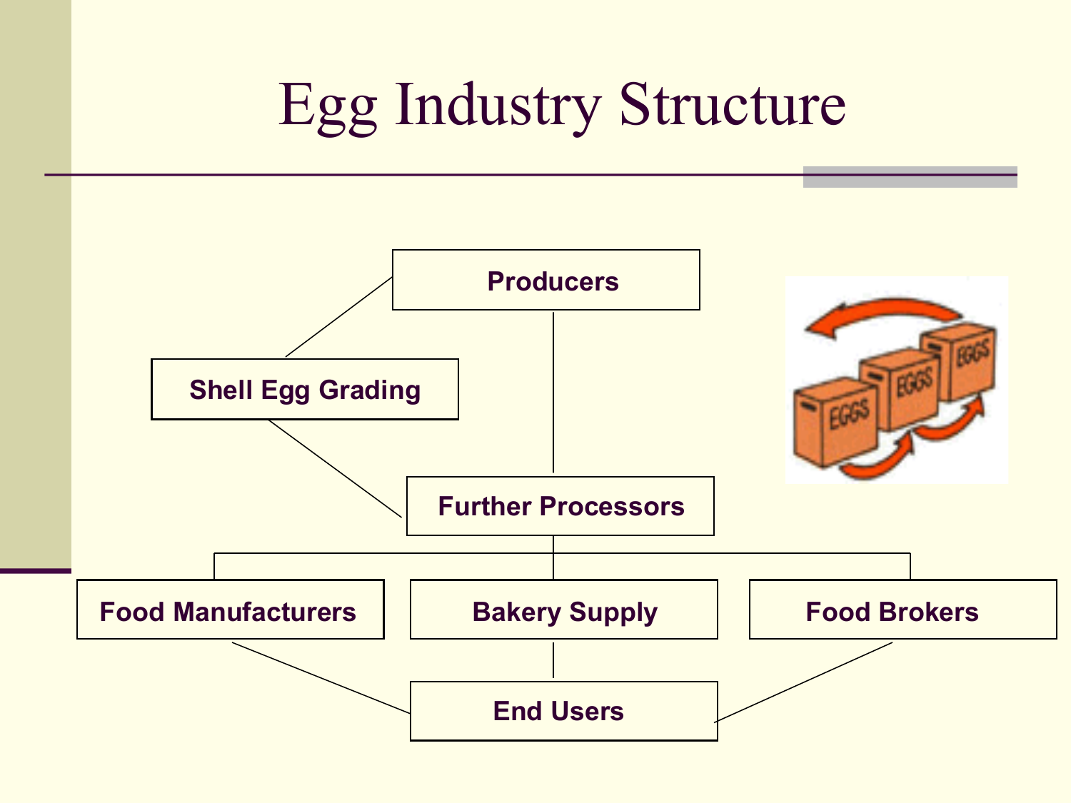# Egg Industry Structure

- Producers
- Shell Egg Grading
- Further Processors
- Food Manufacturers
- Bakery Supply
- Food Brokers
- End Users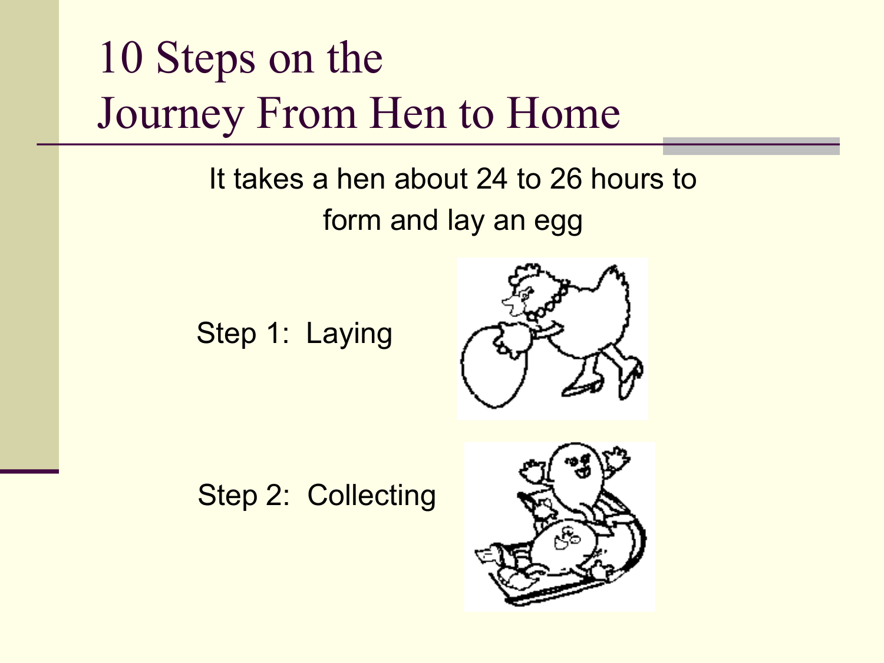# 10 Steps on the Journey From Hen to Home

It takes a hen about 24 to 26 hours to form and lay an egg

Step 1: Laying

Step 2: Collecting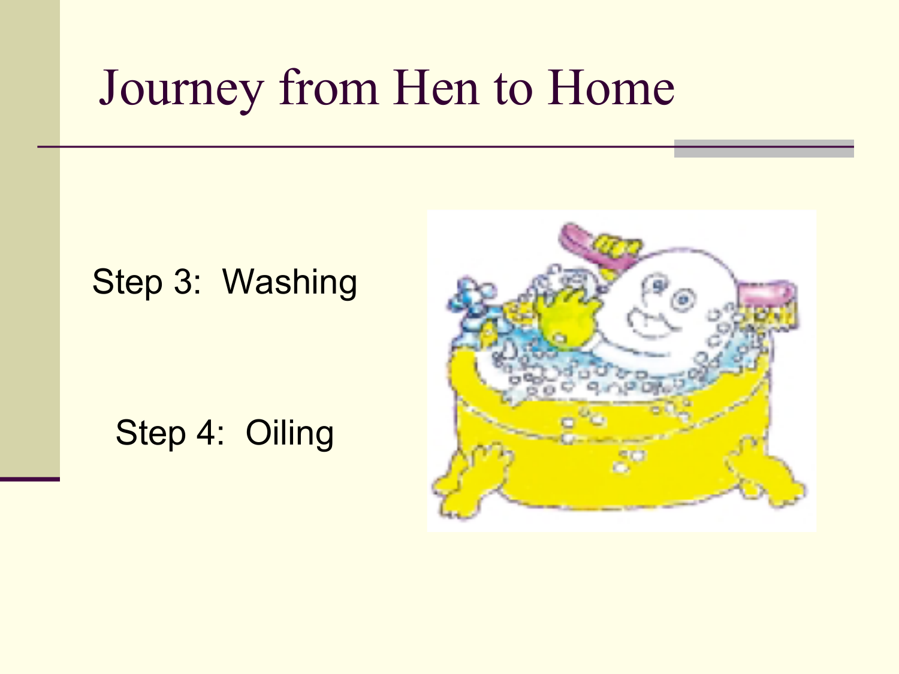# Journey from Hen to Home

Step 3: Washing

Step 4: Oiling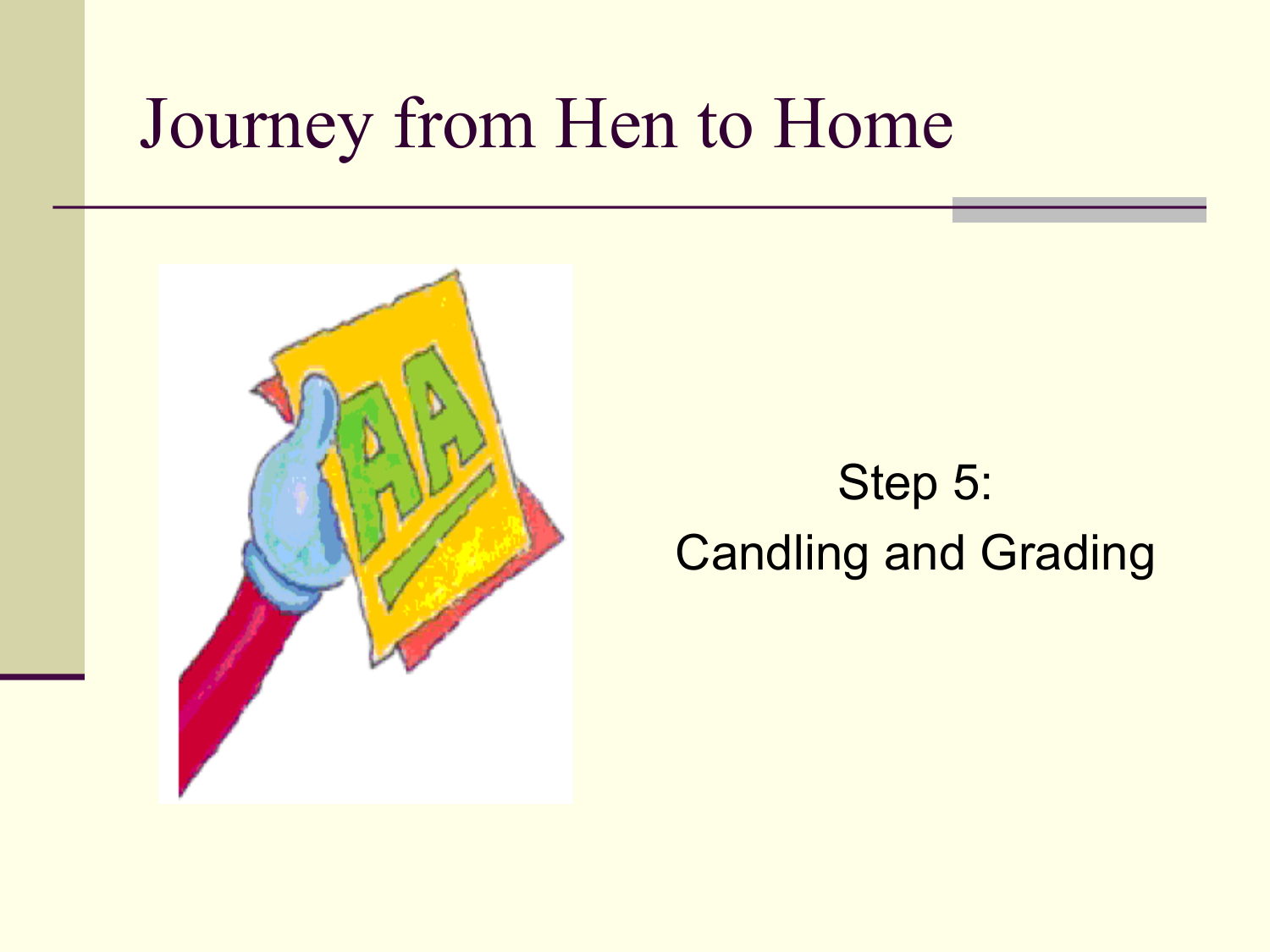# Journey from Hen to Home

Step 5:
Candling and Grading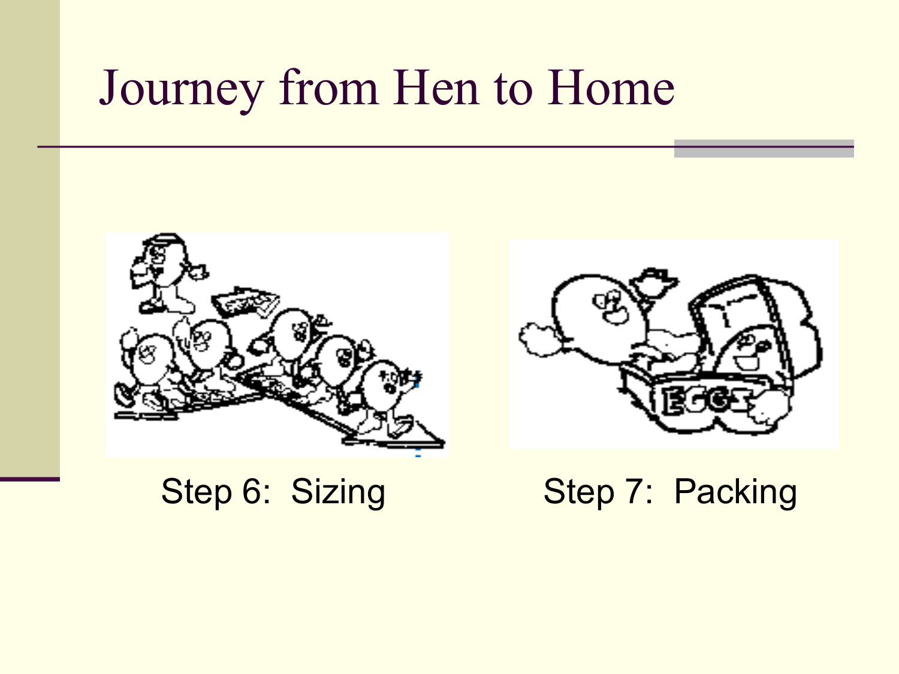# Journey from Hen to Home

Step 6: Sizing

Step 7: Packing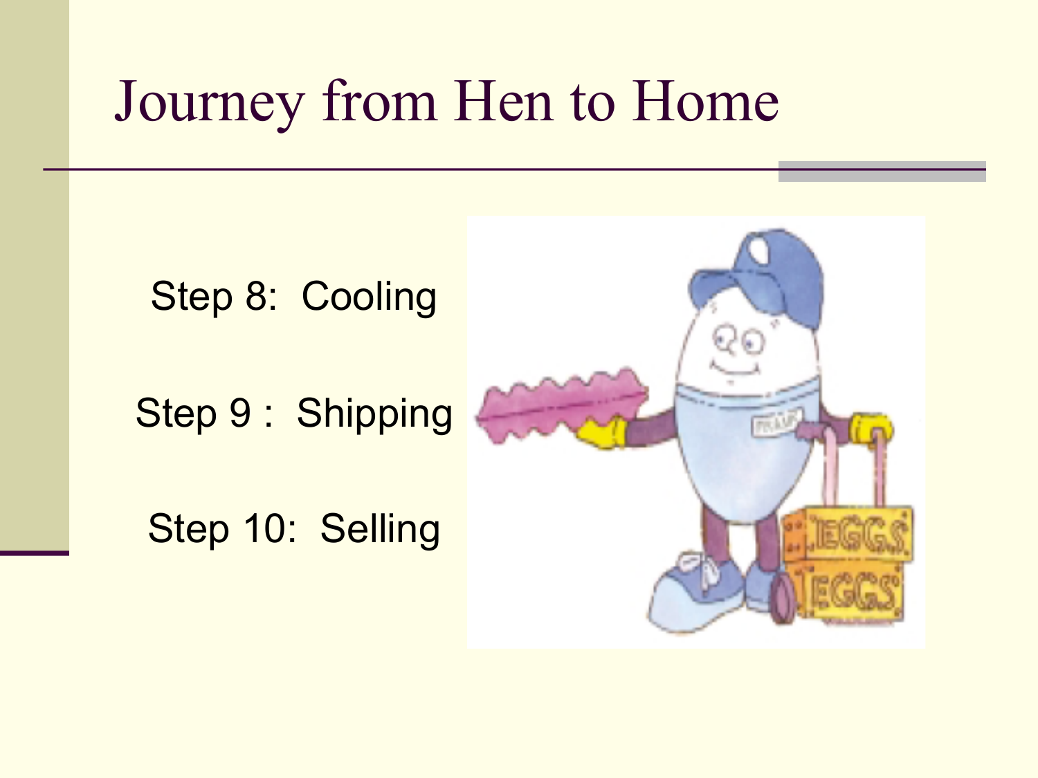# Journey from Hen to Home

Step 8: Cooling

Step 9 : Shipping

Step 10: Selling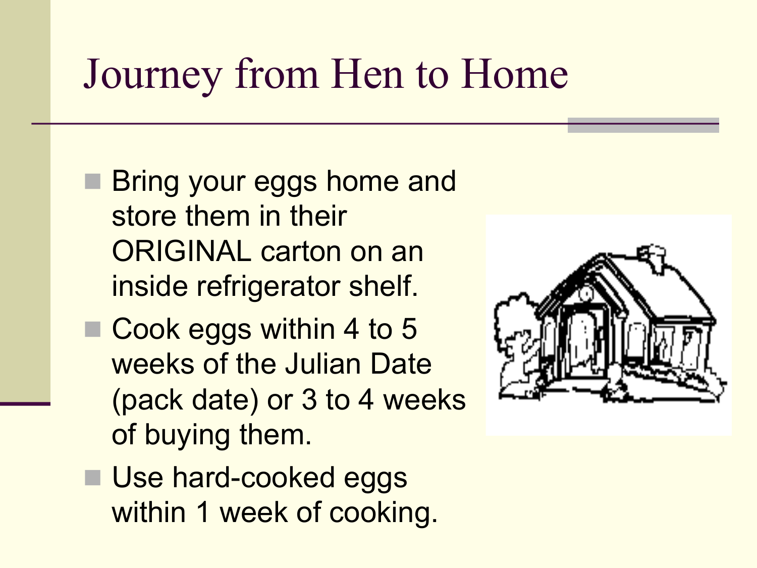# Journey from Hen to Home

- Bring your eggs home and store them in their ORIGINAL carton on an inside refrigerator shelf.
- Cook eggs within 4 to 5 weeks of the Julian Date (pack date) or 3 to 4 weeks of buying them.
- Use hard-cooked eggs within 1 week of cooking.